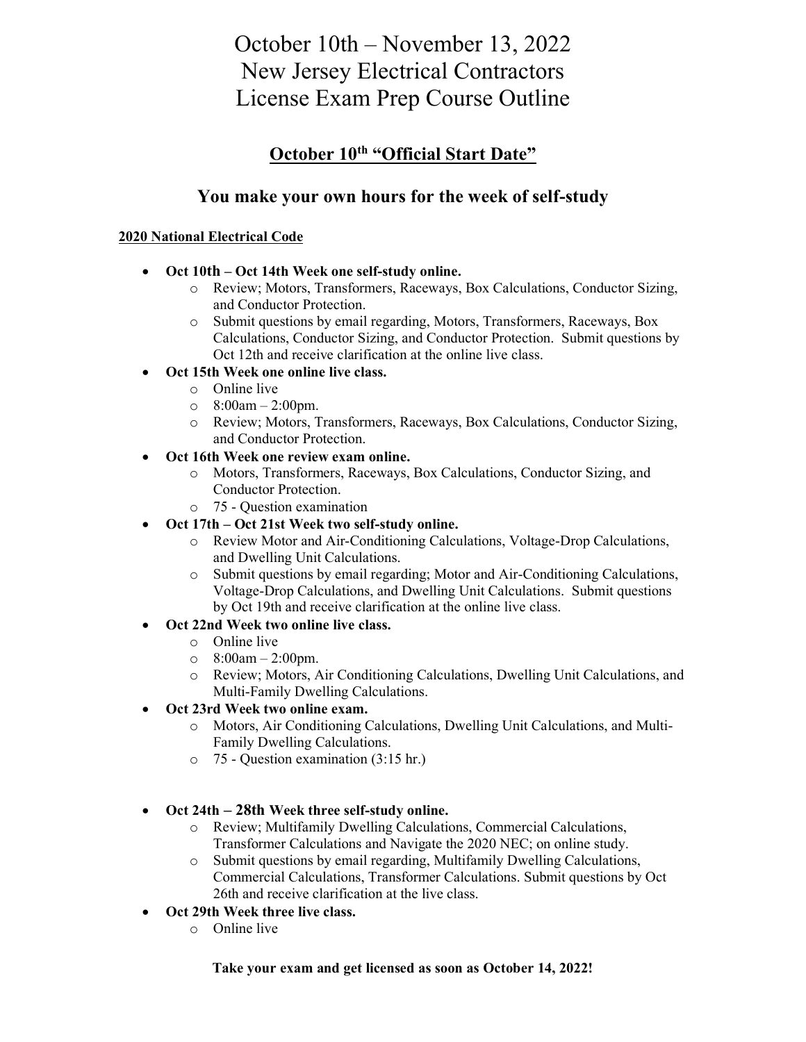# October 10th – November 13, 2022
# New Jersey Electrical Contractors
# License Exam Prep Course Outline

## October 10th "Official Start Date"

## You make your own hours for the week of self-study

**2020 National Electrical Code**

- **Oct 10th – Oct 14th Week one self-study online.**
  - Review; Motors, Transformers, Raceways, Box Calculations, Conductor Sizing, and Conductor Protection.
  - Submit questions by email regarding, Motors, Transformers, Raceways, Box Calculations, Conductor Sizing, and Conductor Protection. Submit questions by Oct 12th and receive clarification at the online live class.
- **Oct 15th Week one online live class.**
  - Online live
  - 8:00am – 2:00pm.
  - Review; Motors, Transformers, Raceways, Box Calculations, Conductor Sizing, and Conductor Protection.
- **Oct 16th Week one review exam online.**
  - Motors, Transformers, Raceways, Box Calculations, Conductor Sizing, and Conductor Protection.
  - 75 - Question examination
- **Oct 17th – Oct 21st Week two self-study online.**
  - Review Motor and Air-Conditioning Calculations, Voltage-Drop Calculations, and Dwelling Unit Calculations.
  - Submit questions by email regarding; Motor and Air-Conditioning Calculations, Voltage-Drop Calculations, and Dwelling Unit Calculations. Submit questions by Oct 19th and receive clarification at the online live class.
- **Oct 22nd Week two online live class.**
  - Online live
  - 8:00am – 2:00pm.
  - Review; Motors, Air Conditioning Calculations, Dwelling Unit Calculations, and Multi-Family Dwelling Calculations.
- **Oct 23rd Week two online exam.**
  - Motors, Air Conditioning Calculations, Dwelling Unit Calculations, and Multi-Family Dwelling Calculations.
  - 75 - Question examination (3:15 hr.)

- **Oct 24th – 28th Week three self-study online.**
  - Review; Multifamily Dwelling Calculations, Commercial Calculations, Transformer Calculations and Navigate the 2020 NEC; on online study.
  - Submit questions by email regarding, Multifamily Dwelling Calculations, Commercial Calculations, Transformer Calculations. Submit questions by Oct 26th and receive clarification at the live class.
- **Oct 29th Week three live class.**
  - Online live

**Take your exam and get licensed as soon as October 14, 2022!**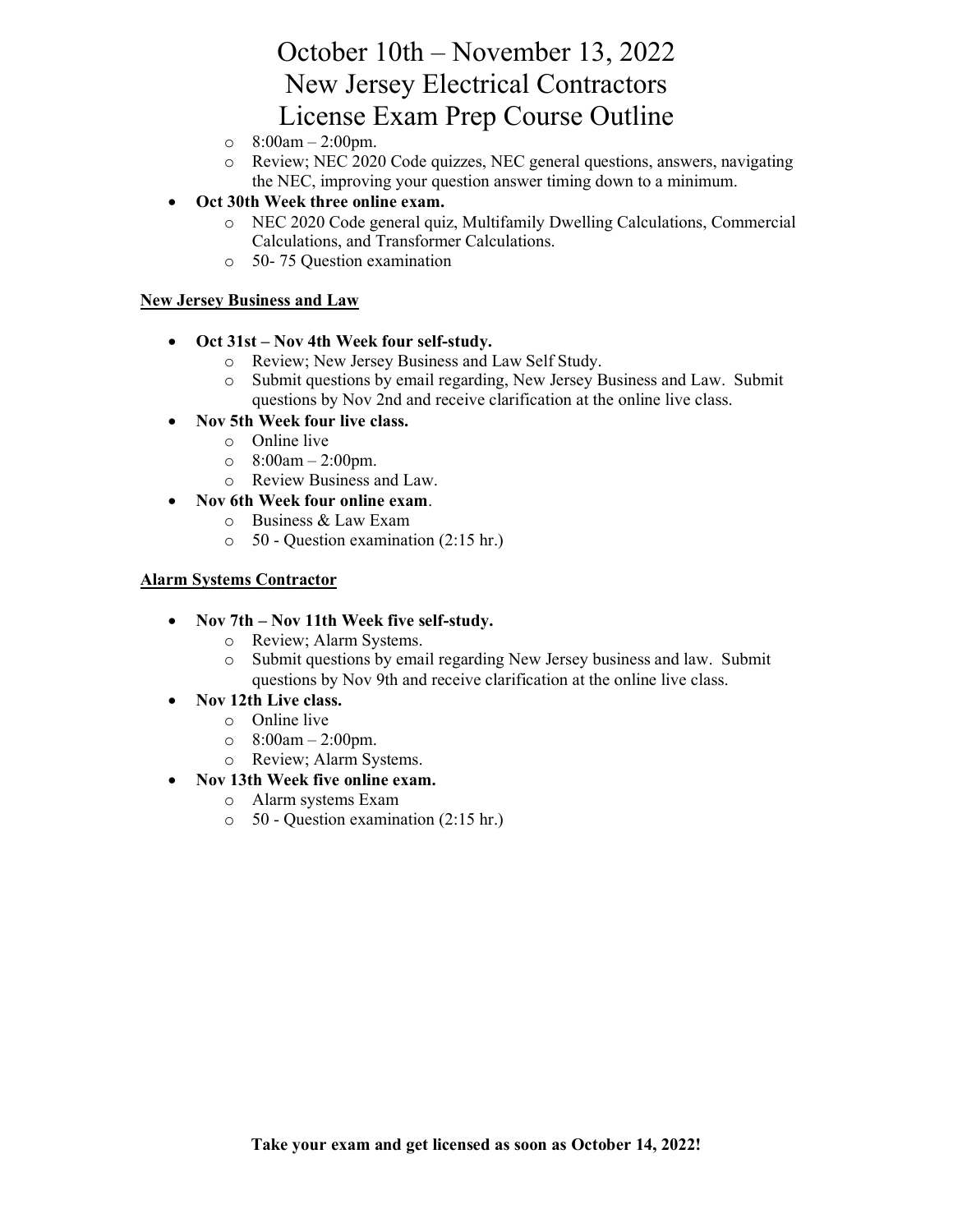# October 10th – November 13, 2022
# New Jersey Electrical Contractors
# License Exam Prep Course Outline

  - 8:00am – 2:00pm.
  - Review; NEC 2020 Code quizzes, NEC general questions, answers, navigating the NEC, improving your question answer timing down to a minimum.
- **Oct 30th Week three online exam.**
  - NEC 2020 Code general quiz, Multifamily Dwelling Calculations, Commercial Calculations, and Transformer Calculations.
  - 50- 75 Question examination

**New Jersey Business and Law**

- **Oct 31st – Nov 4th Week four self-study.**
  - Review; New Jersey Business and Law Self Study.
  - Submit questions by email regarding, New Jersey Business and Law. Submit questions by Nov 2nd and receive clarification at the online live class.
- **Nov 5th Week four live class.**
  - Online live
  - 8:00am – 2:00pm.
  - Review Business and Law.
- **Nov 6th Week four online exam**.
  - Business & Law Exam
  - 50 - Question examination (2:15 hr.)

**Alarm Systems Contractor**

- **Nov 7th – Nov 11th Week five self-study.**
  - Review; Alarm Systems.
  - Submit questions by email regarding New Jersey business and law. Submit questions by Nov 9th and receive clarification at the online live class.
- **Nov 12th Live class.**
  - Online live
  - 8:00am – 2:00pm.
  - Review; Alarm Systems.
- **Nov 13th Week five online exam.**
  - Alarm systems Exam
  - 50 - Question examination (2:15 hr.)

**Take your exam and get licensed as soon as October 14, 2022!**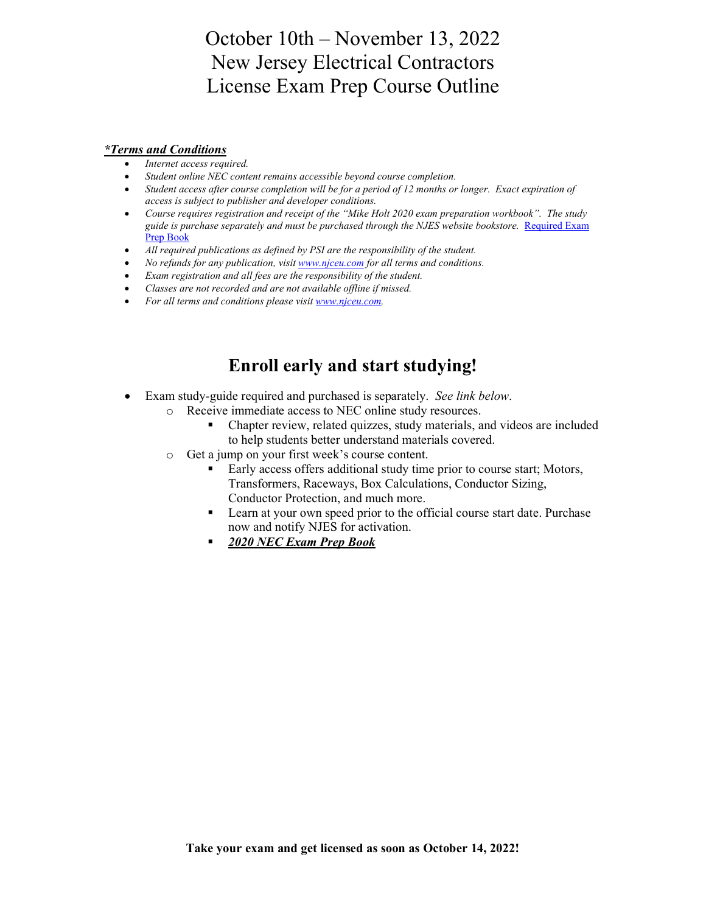# October 10th – November 13, 2022
# New Jersey Electrical Contractors
# License Exam Prep Course Outline

***\*Terms and Conditions***

- *Internet access required.*
- *Student online NEC content remains accessible beyond course completion.*
- *Student access after course completion will be for a period of 12 months or longer. Exact expiration of access is subject to publisher and developer conditions.*
- *Course requires registration and receipt of the "Mike Holt 2020 exam preparation workbook". The study guide is purchase separately and must be purchased through the NJES website bookstore.* [Required Exam Prep Book]
- *All required publications as defined by PSI are the responsibility of the student.*
- *No refunds for any publication, visit* [www.njceu.com] *for all terms and conditions.*
- *Exam registration and all fees are the responsibility of the student.*
- *Classes are not recorded and are not available offline if missed.*
- *For all terms and conditions please visit* [www.njceu.com].

## Enroll early and start studying!

- Exam study-guide required and purchased is separately. *See link below*.
  - Receive immediate access to NEC online study resources.
    - Chapter review, related quizzes, study materials, and videos are included to help students better understand materials covered.
  - Get a jump on your first week's course content.
    - Early access offers additional study time prior to course start; Motors, Transformers, Raceways, Box Calculations, Conductor Sizing, Conductor Protection, and much more.
    - Learn at your own speed prior to the official course start date. Purchase now and notify NJES for activation.
    - ***2020 NEC Exam Prep Book***

**Take your exam and get licensed as soon as October 14, 2022!**